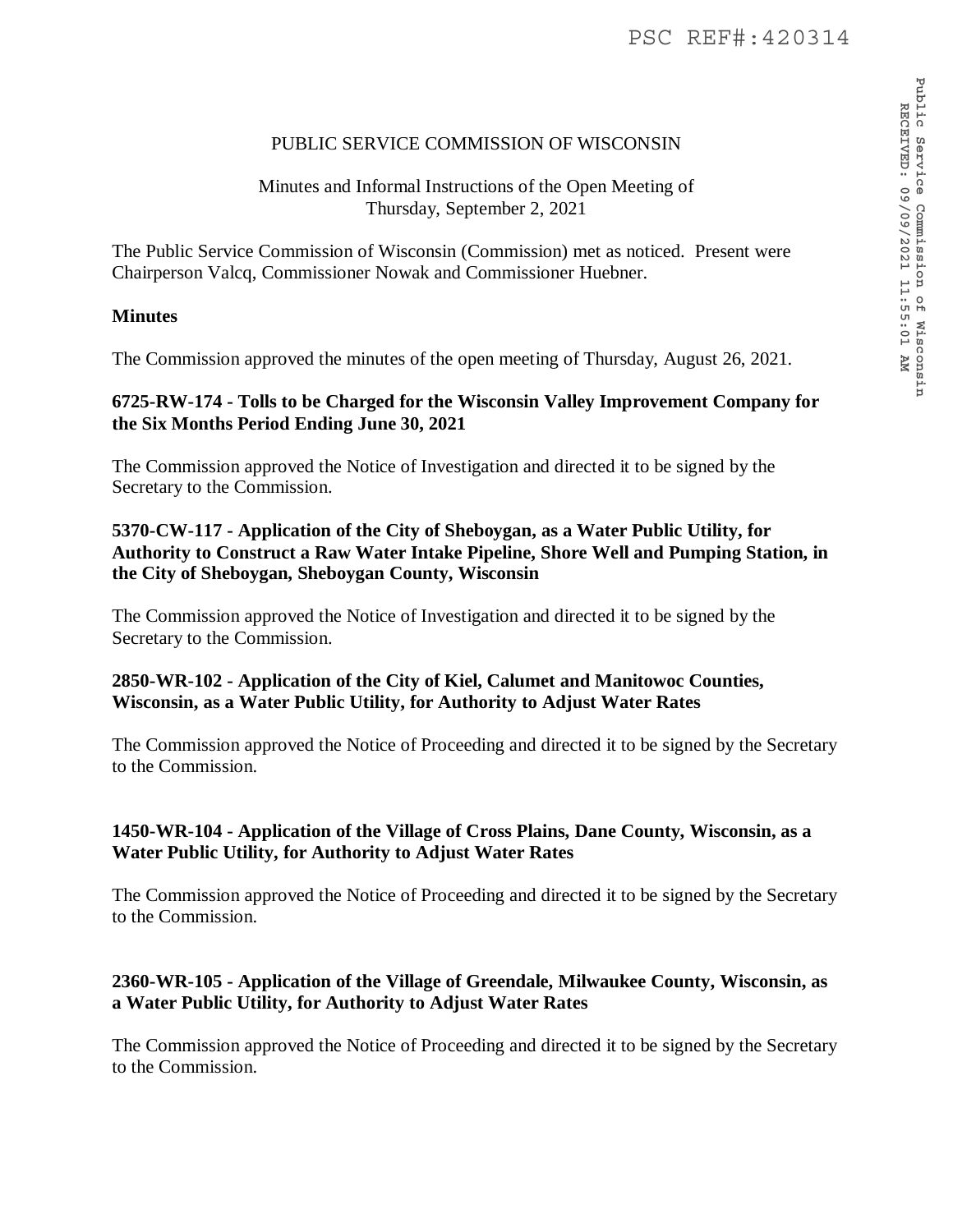# PUBLIC SERVICE COMMISSION OF WISCONSIN

Minutes and Informal Instructions of the Open Meeting of
Thursday, September 2, 2021

The Public Service Commission of Wisconsin (Commission) met as noticed. Present were Chairperson Valcq, Commissioner Nowak and Commissioner Huebner.

**Minutes**

The Commission approved the minutes of the open meeting of Thursday, August 26, 2021.

**6725-RW-174 - Tolls to be Charged for the Wisconsin Valley Improvement Company for the Six Months Period Ending June 30, 2021**

The Commission approved the Notice of Investigation and directed it to be signed by the Secretary to the Commission.

**5370-CW-117 - Application of the City of Sheboygan, as a Water Public Utility, for Authority to Construct a Raw Water Intake Pipeline, Shore Well and Pumping Station, in the City of Sheboygan, Sheboygan County, Wisconsin**

The Commission approved the Notice of Investigation and directed it to be signed by the Secretary to the Commission.

**2850-WR-102 - Application of the City of Kiel, Calumet and Manitowoc Counties, Wisconsin, as a Water Public Utility, for Authority to Adjust Water Rates**

The Commission approved the Notice of Proceeding and directed it to be signed by the Secretary to the Commission.

**1450-WR-104 - Application of the Village of Cross Plains, Dane County, Wisconsin, as a Water Public Utility, for Authority to Adjust Water Rates**

The Commission approved the Notice of Proceeding and directed it to be signed by the Secretary to the Commission.

**2360-WR-105 - Application of the Village of Greendale, Milwaukee County, Wisconsin, as a Water Public Utility, for Authority to Adjust Water Rates**

The Commission approved the Notice of Proceeding and directed it to be signed by the Secretary to the Commission.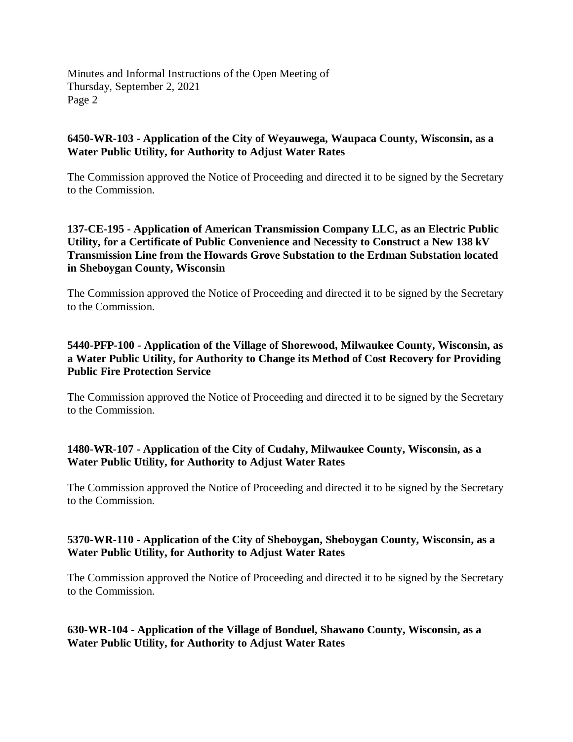**6450-WR-103 - Application of the City of Weyauwega, Waupaca County, Wisconsin, as a Water Public Utility, for Authority to Adjust Water Rates**

The Commission approved the Notice of Proceeding and directed it to be signed by the Secretary to the Commission.

**137-CE-195 - Application of American Transmission Company LLC, as an Electric Public Utility, for a Certificate of Public Convenience and Necessity to Construct a New 138 kV Transmission Line from the Howards Grove Substation to the Erdman Substation located in Sheboygan County, Wisconsin**

The Commission approved the Notice of Proceeding and directed it to be signed by the Secretary to the Commission.

**5440-PFP-100 - Application of the Village of Shorewood, Milwaukee County, Wisconsin, as a Water Public Utility, for Authority to Change its Method of Cost Recovery for Providing Public Fire Protection Service**

The Commission approved the Notice of Proceeding and directed it to be signed by the Secretary to the Commission.

**1480-WR-107 - Application of the City of Cudahy, Milwaukee County, Wisconsin, as a Water Public Utility, for Authority to Adjust Water Rates**

The Commission approved the Notice of Proceeding and directed it to be signed by the Secretary to the Commission.

**5370-WR-110 - Application of the City of Sheboygan, Sheboygan County, Wisconsin, as a Water Public Utility, for Authority to Adjust Water Rates**

The Commission approved the Notice of Proceeding and directed it to be signed by the Secretary to the Commission.

**630-WR-104 - Application of the Village of Bonduel, Shawano County, Wisconsin, as a Water Public Utility, for Authority to Adjust Water Rates**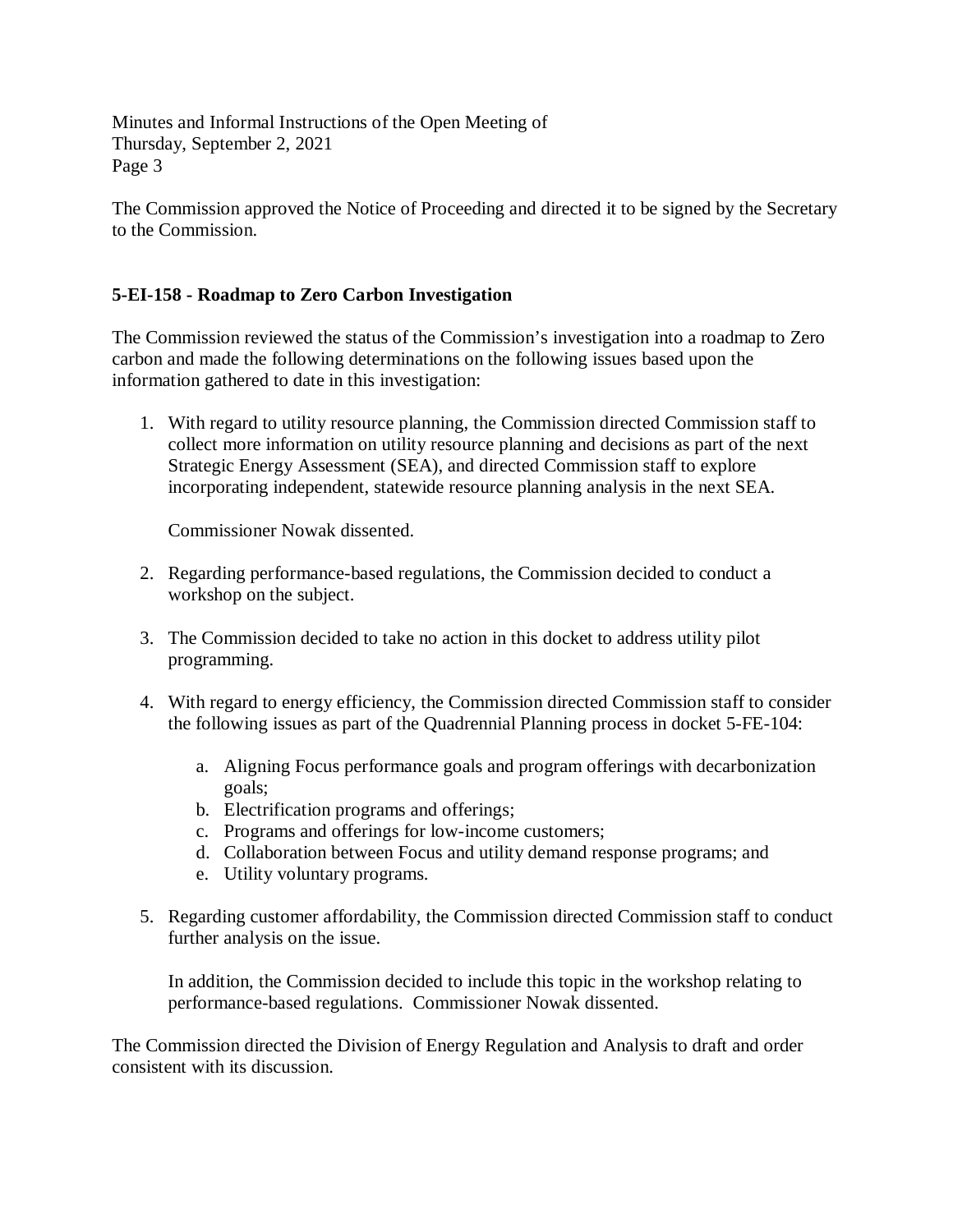The Commission approved the Notice of Proceeding and directed it to be signed by the Secretary to the Commission.

**5-EI-158 - Roadmap to Zero Carbon Investigation**

The Commission reviewed the status of the Commission's investigation into a roadmap to Zero carbon and made the following determinations on the following issues based upon the information gathered to date in this investigation:

1. With regard to utility resource planning, the Commission directed Commission staff to collect more information on utility resource planning and decisions as part of the next Strategic Energy Assessment (SEA), and directed Commission staff to explore incorporating independent, statewide resource planning analysis in the next SEA.

   Commissioner Nowak dissented.

2. Regarding performance-based regulations, the Commission decided to conduct a workshop on the subject.

3. The Commission decided to take no action in this docket to address utility pilot programming.

4. With regard to energy efficiency, the Commission directed Commission staff to consider the following issues as part of the Quadrennial Planning process in docket 5-FE-104:

   a. Aligning Focus performance goals and program offerings with decarbonization goals;
   b. Electrification programs and offerings;
   c. Programs and offerings for low-income customers;
   d. Collaboration between Focus and utility demand response programs; and
   e. Utility voluntary programs.

5. Regarding customer affordability, the Commission directed Commission staff to conduct further analysis on the issue.

   In addition, the Commission decided to include this topic in the workshop relating to performance-based regulations. Commissioner Nowak dissented.

The Commission directed the Division of Energy Regulation and Analysis to draft and order consistent with its discussion.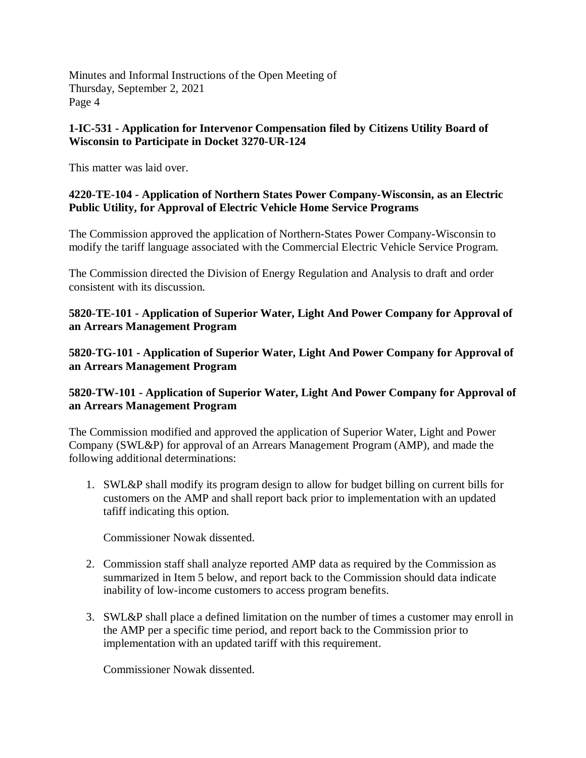**1-IC-531 - Application for Intervenor Compensation filed by Citizens Utility Board of Wisconsin to Participate in Docket 3270-UR-124**

This matter was laid over.

**4220-TE-104 - Application of Northern States Power Company-Wisconsin, as an Electric Public Utility, for Approval of Electric Vehicle Home Service Programs**

The Commission approved the application of Northern-States Power Company-Wisconsin to modify the tariff language associated with the Commercial Electric Vehicle Service Program.

The Commission directed the Division of Energy Regulation and Analysis to draft and order consistent with its discussion.

**5820-TE-101 - Application of Superior Water, Light And Power Company for Approval of an Arrears Management Program**

**5820-TG-101 - Application of Superior Water, Light And Power Company for Approval of an Arrears Management Program**

**5820-TW-101 - Application of Superior Water, Light And Power Company for Approval of an Arrears Management Program**

The Commission modified and approved the application of Superior Water, Light and Power Company (SWL&P) for approval of an Arrears Management Program (AMP), and made the following additional determinations:

1. SWL&P shall modify its program design to allow for budget billing on current bills for customers on the AMP and shall report back prior to implementation with an updated tafiff indicating this option.

   Commissioner Nowak dissented.

2. Commission staff shall analyze reported AMP data as required by the Commission as summarized in Item 5 below, and report back to the Commission should data indicate inability of low-income customers to access program benefits.

3. SWL&P shall place a defined limitation on the number of times a customer may enroll in the AMP per a specific time period, and report back to the Commission prior to implementation with an updated tariff with this requirement.

   Commissioner Nowak dissented.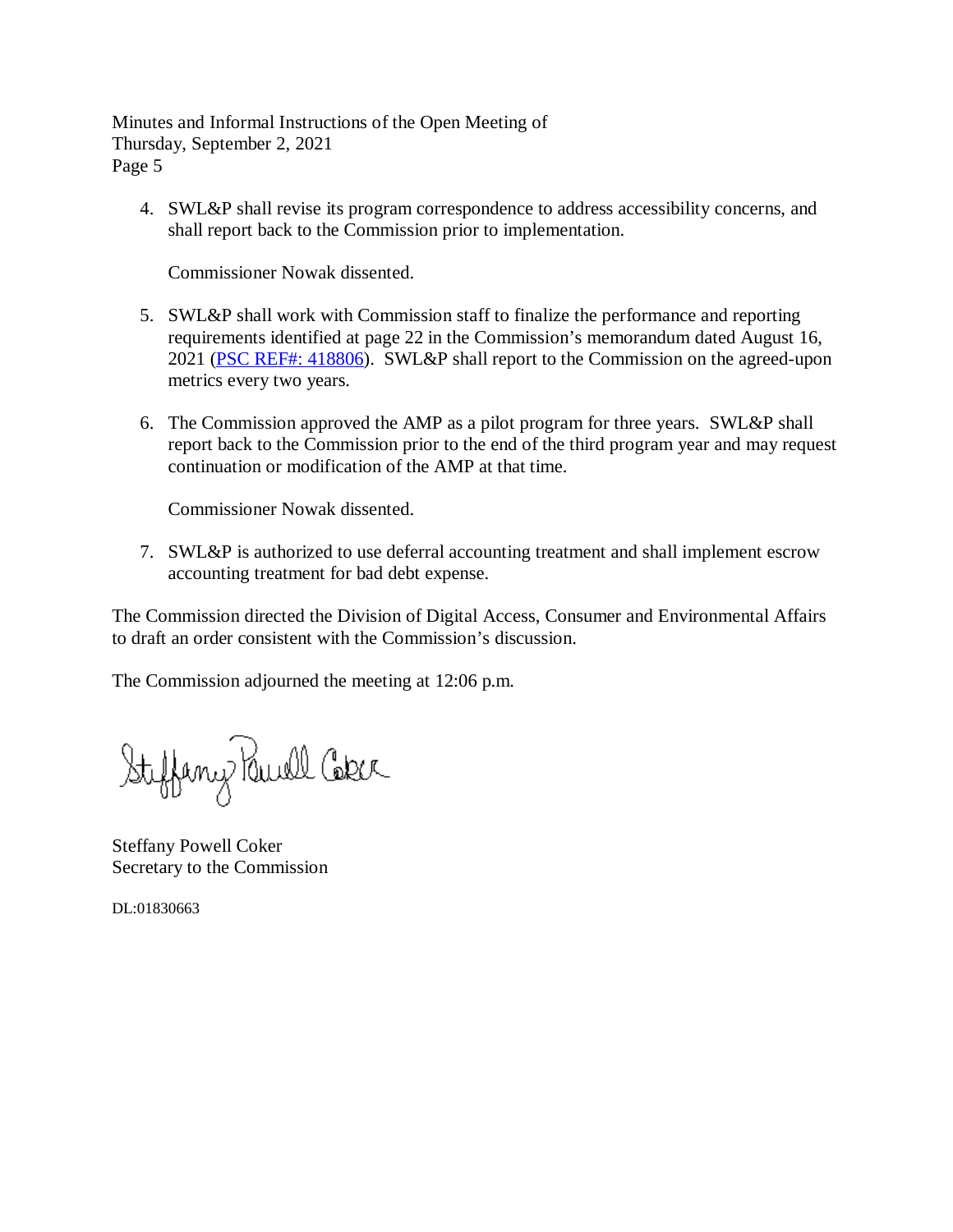4. SWL&P shall revise its program correspondence to address accessibility concerns, and shall report back to the Commission prior to implementation.

   Commissioner Nowak dissented.

5. SWL&P shall work with Commission staff to finalize the performance and reporting requirements identified at page 22 in the Commission's memorandum dated August 16, 2021 (PSC REF#: 418806). SWL&P shall report to the Commission on the agreed-upon metrics every two years.

6. The Commission approved the AMP as a pilot program for three years. SWL&P shall report back to the Commission prior to the end of the third program year and may request continuation or modification of the AMP at that time.

   Commissioner Nowak dissented.

7. SWL&P is authorized to use deferral accounting treatment and shall implement escrow accounting treatment for bad debt expense.

The Commission directed the Division of Digital Access, Consumer and Environmental Affairs to draft an order consistent with the Commission's discussion.

The Commission adjourned the meeting at 12:06 p.m.

Steffany Powell Coker

Steffany Powell Coker
Secretary to the Commission

DL:01830663